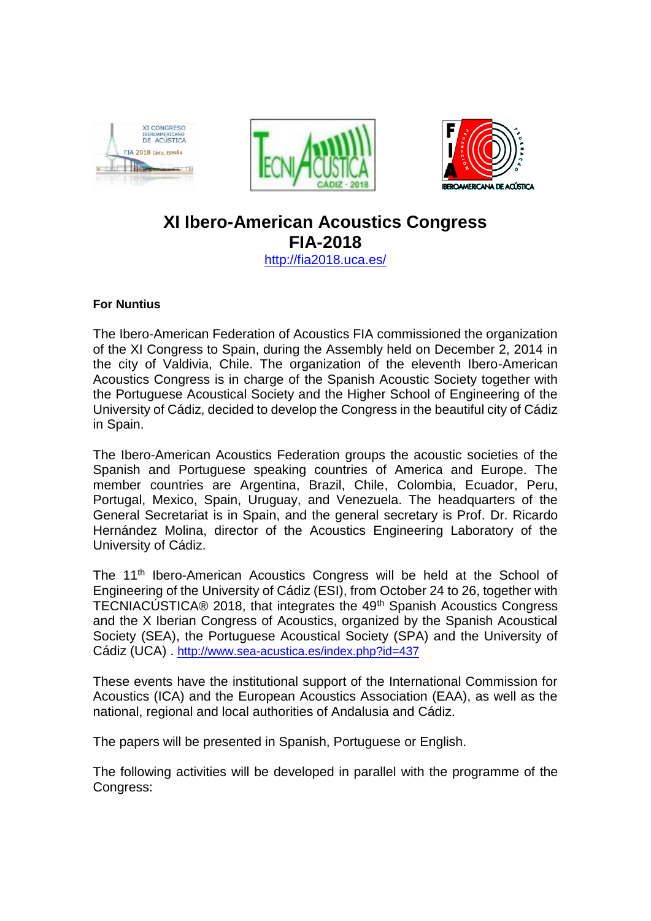# XI Ibero-American Acoustics Congress
# FIA-2018

http://fia2018.uca.es/

**For Nuntius**

The Ibero-American Federation of Acoustics FIA commissioned the organization of the XI Congress to Spain, during the Assembly held on December 2, 2014 in the city of Valdivia, Chile. The organization of the eleventh Ibero-American Acoustics Congress is in charge of the Spanish Acoustic Society together with the Portuguese Acoustical Society and the Higher School of Engineering of the University of Cádiz, decided to develop the Congress in the beautiful city of Cádiz in Spain.

The Ibero-American Acoustics Federation groups the acoustic societies of the Spanish and Portuguese speaking countries of America and Europe. The member countries are Argentina, Brazil, Chile, Colombia, Ecuador, Peru, Portugal, Mexico, Spain, Uruguay, and Venezuela. The headquarters of the General Secretariat is in Spain, and the general secretary is Prof. Dr. Ricardo Hernández Molina, director of the Acoustics Engineering Laboratory of the University of Cádiz.

The 11th Ibero-American Acoustics Congress will be held at the School of Engineering of the University of Cádiz (ESI), from October 24 to 26, together with TECNIACÚSTICA® 2018, that integrates the 49th Spanish Acoustics Congress and the X Iberian Congress of Acoustics, organized by the Spanish Acoustical Society (SEA), the Portuguese Acoustical Society (SPA) and the University of Cádiz (UCA) . http://www.sea-acustica.es/index.php?id=437

These events have the institutional support of the International Commission for Acoustics (ICA) and the European Acoustics Association (EAA), as well as the national, regional and local authorities of Andalusia and Cádiz.

The papers will be presented in Spanish, Portuguese or English.

The following activities will be developed in parallel with the programme of the Congress: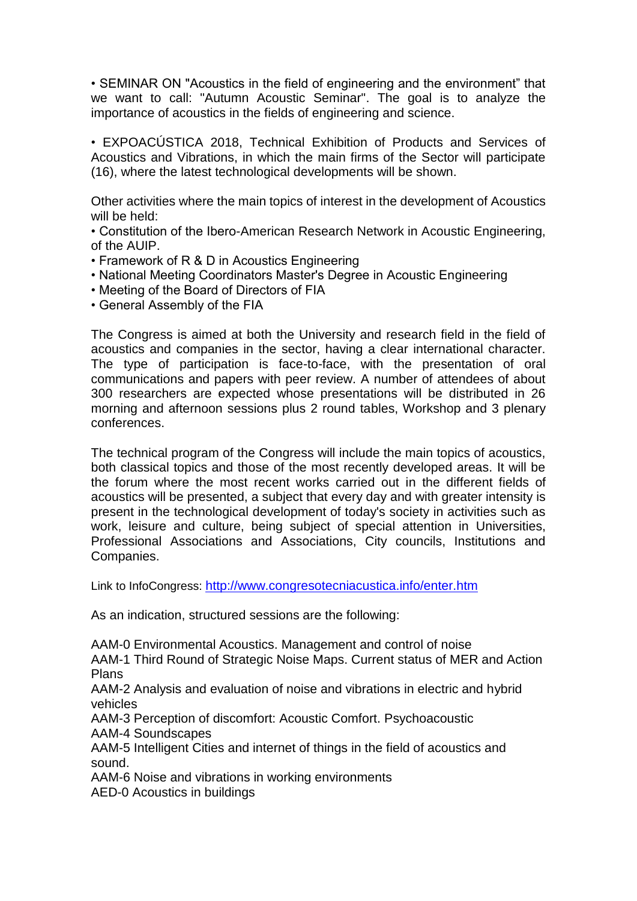• SEMINAR ON "Acoustics in the field of engineering and the environment" that we want to call: "Autumn Acoustic Seminar". The goal is to analyze the importance of acoustics in the fields of engineering and science.

• EXPOACÚSTICA 2018, Technical Exhibition of Products and Services of Acoustics and Vibrations, in which the main firms of the Sector will participate (16), where the latest technological developments will be shown.

Other activities where the main topics of interest in the development of Acoustics will be held:

• Constitution of the Ibero-American Research Network in Acoustic Engineering, of the AUIP.
• Framework of R & D in Acoustics Engineering
• National Meeting Coordinators Master's Degree in Acoustic Engineering
• Meeting of the Board of Directors of FIA
• General Assembly of the FIA

The Congress is aimed at both the University and research field in the field of acoustics and companies in the sector, having a clear international character. The type of participation is face-to-face, with the presentation of oral communications and papers with peer review. A number of attendees of about 300 researchers are expected whose presentations will be distributed in 26 morning and afternoon sessions plus 2 round tables, Workshop and 3 plenary conferences.

The technical program of the Congress will include the main topics of acoustics, both classical topics and those of the most recently developed areas. It will be the forum where the most recent works carried out in the different fields of acoustics will be presented, a subject that every day and with greater intensity is present in the technological development of today's society in activities such as work, leisure and culture, being subject of special attention in Universities, Professional Associations and Associations, City councils, Institutions and Companies.

Link to InfoCongress: [http://www.congresotecniacustica.info/enter.htm](http://www.congresotecniacustica.info/enter.htm)

As an indication, structured sessions are the following:

AAM-0 Environmental Acoustics. Management and control of noise
AAM-1 Third Round of Strategic Noise Maps. Current status of MER and Action Plans
AAM-2 Analysis and evaluation of noise and vibrations in electric and hybrid vehicles
AAM-3 Perception of discomfort: Acoustic Comfort. Psychoacoustic
AAM-4 Soundscapes
AAM-5 Intelligent Cities and internet of things in the field of acoustics and sound.
AAM-6 Noise and vibrations in working environments
AED-0 Acoustics in buildings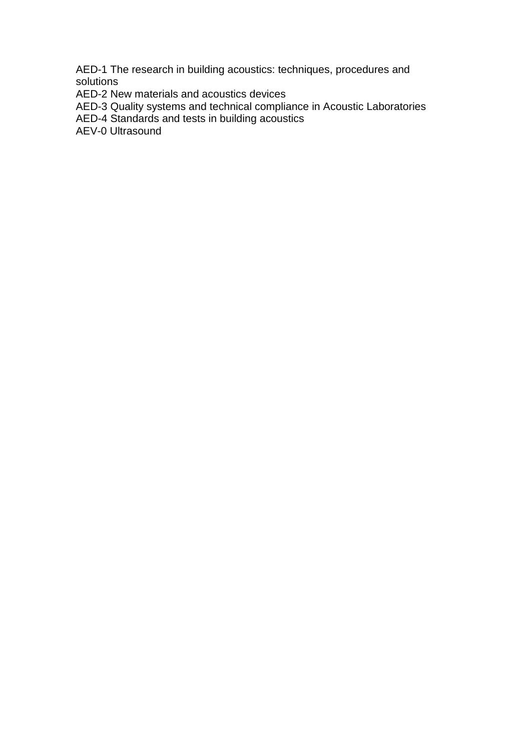AED-1 The research in building acoustics: techniques, procedures and solutions
AED-2 New materials and acoustics devices
AED-3 Quality systems and technical compliance in Acoustic Laboratories
AED-4 Standards and tests in building acoustics
AEV-0 Ultrasound